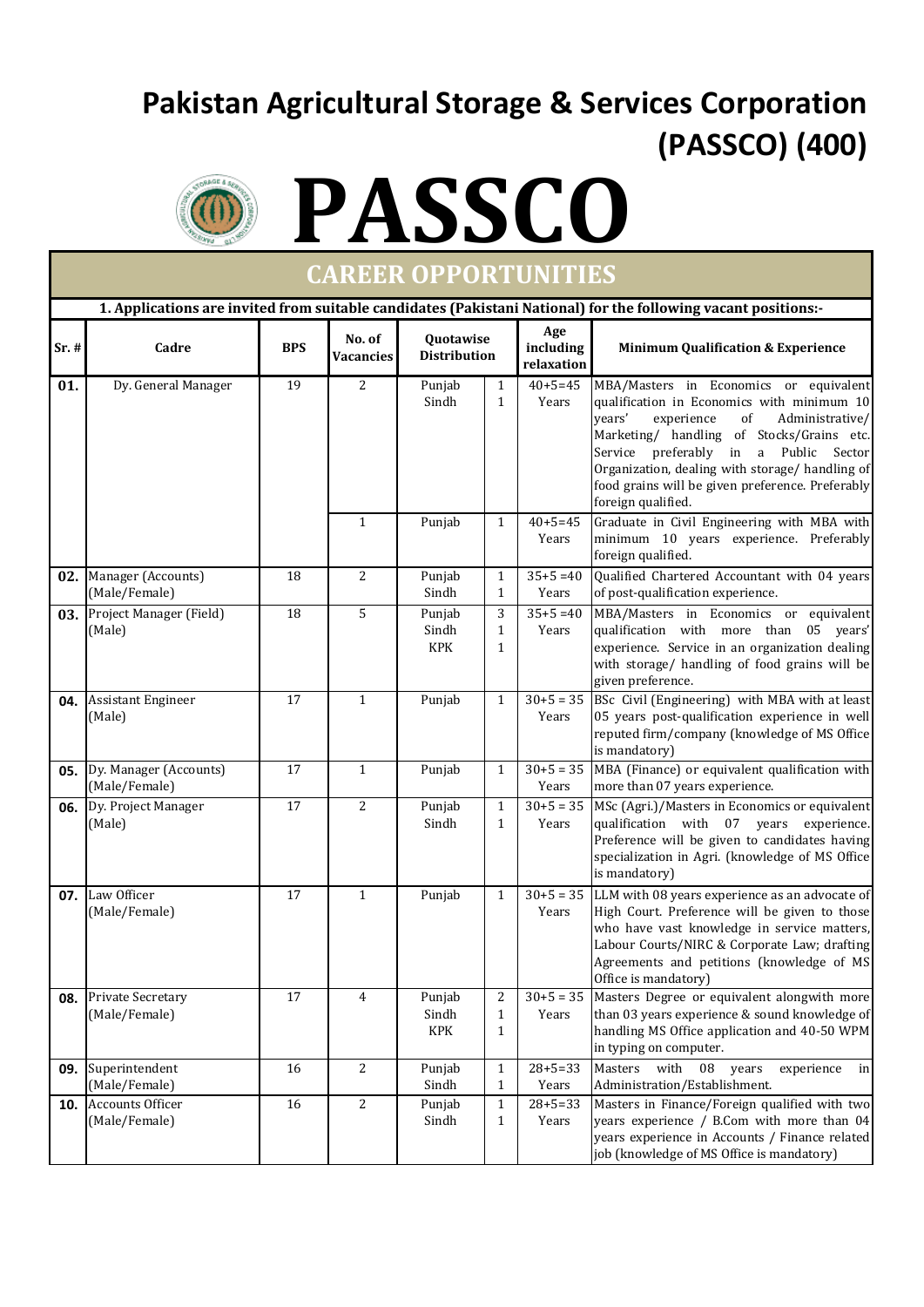# Pakistan Agricultural Storage & Services Corporation (PASSCO) (400)

# PASSCO

## CAREER OPPORTUNITIES

**1. Applications are invited from suitable candidates (Pakistani National) for the following vacant positions:-**

| Sr. # | Cadre | BPS | No. of Vacancies | Quotawise Distribution | | Age including relaxation | Minimum Qualification & Experience |
|---|---|---|---|---|---|---|---|
| **01.** | Dy. General Manager | 19 | 2 | Punjab<br>Sindh | 1<br>1 | 40+5=45 Years | MBA/Masters in Economics or equivalent qualification in Economics with minimum 10 years' experience of Administrative/ Marketing/ handling of Stocks/Grains etc. Service preferably in a Public Sector Organization, dealing with storage/ handling of food grains will be given preference. Preferably foreign qualified. |
| | | | 1 | Punjab | 1 | 40+5=45 Years | Graduate in Civil Engineering with MBA with minimum 10 years experience. Preferably foreign qualified. |
| **02.** | Manager (Accounts) (Male/Female) | 18 | 2 | Punjab<br>Sindh | 1<br>1 | 35+5 =40 Years | Qualified Chartered Accountant with 04 years of post-qualification experience. |
| **03.** | Project Manager (Field) (Male) | 18 | 5 | Punjab<br>Sindh<br>KPK | 3<br>1<br>1 | 35+5 =40 Years | MBA/Masters in Economics or equivalent qualification with more than 05 years' experience. Service in an organization dealing with storage/ handling of food grains will be given preference. |
| **04.** | Assistant Engineer (Male) | 17 | 1 | Punjab | 1 | 30+5 = 35 Years | BSc Civil (Engineering) with MBA with at least 05 years post-qualification experience in well reputed firm/company (knowledge of MS Office is mandatory) |
| **05.** | Dy. Manager (Accounts) (Male/Female) | 17 | 1 | Punjab | 1 | 30+5 = 35 Years | MBA (Finance) or equivalent qualification with more than 07 years experience. |
| **06.** | Dy. Project Manager (Male) | 17 | 2 | Punjab<br>Sindh | 1<br>1 | 30+5 = 35 Years | MSc (Agri.)/Masters in Economics or equivalent qualification with 07 years experience. Preference will be given to candidates having specialization in Agri. (knowledge of MS Office is mandatory) |
| **07.** | Law Officer (Male/Female) | 17 | 1 | Punjab | 1 | 30+5 = 35 Years | LLM with 08 years experience as an advocate of High Court. Preference will be given to those who have vast knowledge in service matters, Labour Courts/NIRC & Corporate Law; drafting Agreements and petitions (knowledge of MS Office is mandatory) |
| **08.** | Private Secretary (Male/Female) | 17 | 4 | Punjab<br>Sindh<br>KPK | 2<br>1<br>1 | 30+5 = 35 Years | Masters Degree or equivalent alongwith more than 03 years experience & sound knowledge of handling MS Office application and 40-50 WPM in typing on computer. |
| **09.** | Superintendent (Male/Female) | 16 | 2 | Punjab<br>Sindh | 1<br>1 | 28+5=33 Years | Masters with 08 years experience in Administration/Establishment. |
| **10.** | Accounts Officer (Male/Female) | 16 | 2 | Punjab<br>Sindh | 1<br>1 | 28+5=33 Years | Masters in Finance/Foreign qualified with two years experience / B.Com with more than 04 years experience in Accounts / Finance related job (knowledge of MS Office is mandatory) |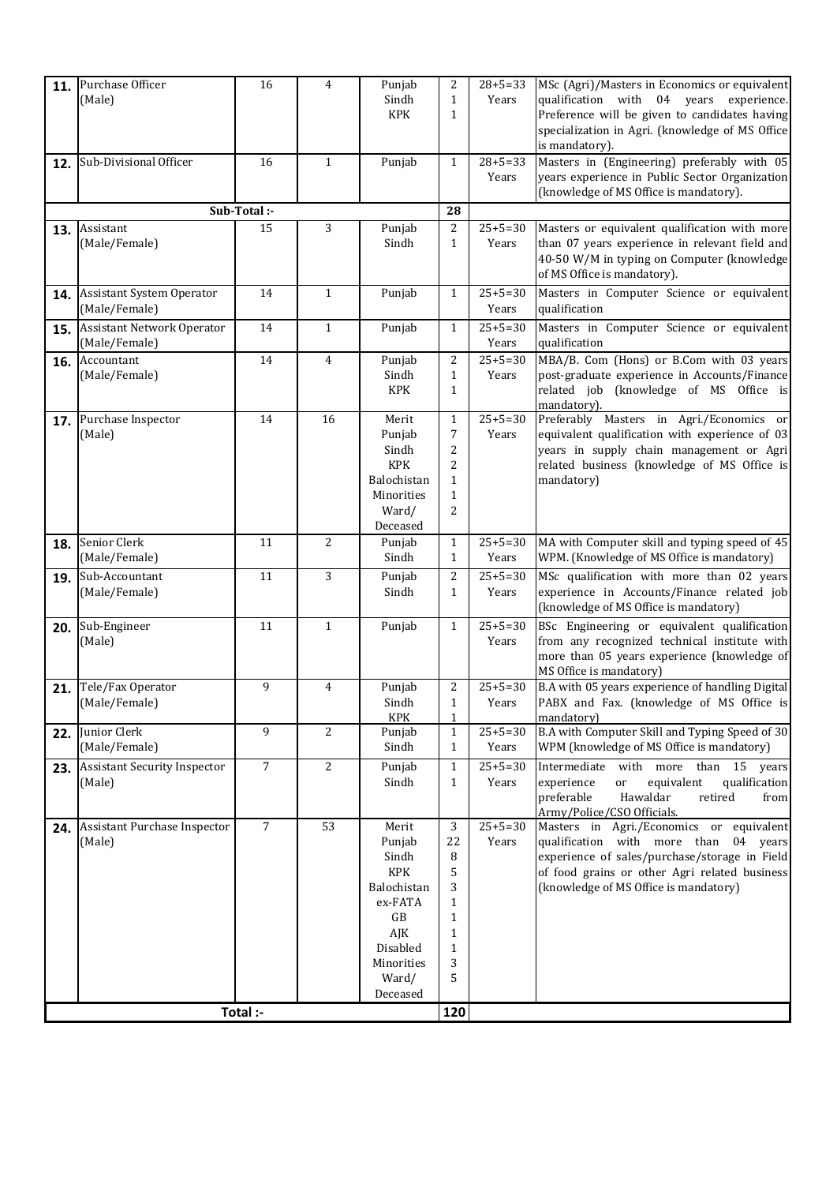| | | | | | | | |
|---|---|---|---|---|---|---|---|
| **11.** | Purchase Officer (Male) | 16 | 4 | Punjab<br>Sindh<br>KPK | 2<br>1<br>1 | 28+5=33 Years | MSc (Agri)/Masters in Economics or equivalent qualification with 04 years experience. Preference will be given to candidates having specialization in Agri. (knowledge of MS Office is mandatory). |
| **12.** | Sub-Divisional Officer | 16 | 1 | Punjab | 1 | 28+5=33 Years | Masters in (Engineering) preferably with 05 years experience in Public Sector Organization (knowledge of MS Office is mandatory). |
| | **Sub-Total :-** | | | | **28** | | |
| **13.** | Assistant (Male/Female) | 15 | 3 | Punjab<br>Sindh | 2<br>1 | 25+5=30 Years | Masters or equivalent qualification with more than 07 years experience in relevant field and 40-50 W/M in typing on Computer (knowledge of MS Office is mandatory). |
| **14.** | Assistant System Operator (Male/Female) | 14 | 1 | Punjab | 1 | 25+5=30 Years | Masters in Computer Science or equivalent qualification |
| **15.** | Assistant Network Operator (Male/Female) | 14 | 1 | Punjab | 1 | 25+5=30 Years | Masters in Computer Science or equivalent qualification |
| **16.** | Accountant (Male/Female) | 14 | 4 | Punjab<br>Sindh<br>KPK | 2<br>1<br>1 | 25+5=30 Years | MBA/B. Com (Hons) or B.Com with 03 years post-graduate experience in Accounts/Finance related job (knowledge of MS Office is mandatory). |
| **17.** | Purchase Inspector (Male) | 14 | 16 | Merit<br>Punjab<br>Sindh<br>KPK<br>Balochistan<br>Minorities<br>Ward/ Deceased | 1<br>7<br>2<br>2<br>1<br>1<br>2 | 25+5=30 Years | Preferably Masters in Agri./Economics or equivalent qualification with experience of 03 years in supply chain management or Agri related business (knowledge of MS Office is mandatory) |
| **18.** | Senior Clerk (Male/Female) | 11 | 2 | Punjab<br>Sindh | 1<br>1 | 25+5=30 Years | MA with Computer skill and typing speed of 45 WPM. (Knowledge of MS Office is mandatory) |
| **19.** | Sub-Accountant (Male/Female) | 11 | 3 | Punjab<br>Sindh | 2<br>1 | 25+5=30 Years | MSc qualification with more than 02 years experience in Accounts/Finance related job (knowledge of MS Office is mandatory) |
| **20.** | Sub-Engineer (Male) | 11 | 1 | Punjab | 1 | 25+5=30 Years | BSc Engineering or equivalent qualification from any recognized technical institute with more than 05 years experience (knowledge of MS Office is mandatory) |
| **21.** | Tele/Fax Operator (Male/Female) | 9 | 4 | Punjab<br>Sindh<br>KPK | 2<br>1<br>1 | 25+5=30 Years | B.A with 05 years experience of handling Digital PABX and Fax. (knowledge of MS Office is mandatory) |
| **22.** | Junior Clerk (Male/Female) | 9 | 2 | Punjab<br>Sindh | 1<br>1 | 25+5=30 Years | B.A with Computer Skill and Typing Speed of 30 WPM (knowledge of MS Office is mandatory) |
| **23.** | Assistant Security Inspector (Male) | 7 | 2 | Punjab<br>Sindh | 1<br>1 | 25+5=30 Years | Intermediate with more than 15 years experience or equivalent qualification preferable Hawaldar retired from Army/Police/CSO Officials. |
| **24.** | Assistant Purchase Inspector (Male) | 7 | 53 | Merit<br>Punjab<br>Sindh<br>KPK<br>Balochistan<br>ex-FATA<br>GB<br>AJK<br>Disabled<br>Minorities<br>Ward/ Deceased | 3<br>22<br>8<br>5<br>3<br>1<br>1<br>1<br>1<br>3<br>5 | 25+5=30 Years | Masters in Agri./Economics or equivalent qualification with more than 04 years experience of sales/purchase/storage in Field of food grains or other Agri related business (knowledge of MS Office is mandatory) |
| | **Total :-** | | | | **120** | | |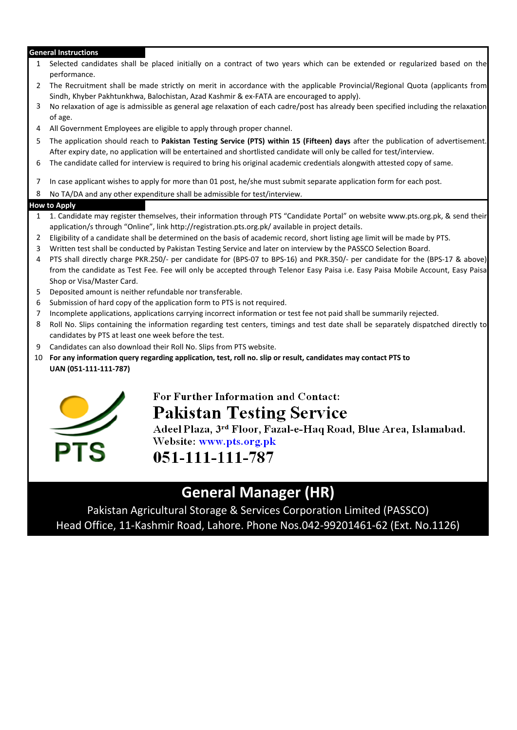## General Instructions

1. Selected candidates shall be placed initially on a contract of two years which can be extended or regularized based on the performance.
2. The Recruitment shall be made strictly on merit in accordance with the applicable Provincial/Regional Quota (applicants from Sindh, Khyber Pakhtunkhwa, Balochistan, Azad Kashmir & ex-FATA are encouraged to apply).
3. No relaxation of age is admissible as general age relaxation of each cadre/post has already been specified including the relaxation of age.
4. All Government Employees are eligible to apply through proper channel.
5. The application should reach to **Pakistan Testing Service (PTS) within 15 (Fifteen) days** after the publication of advertisement. After expiry date, no application will be entertained and shortlisted candidate will only be called for test/interview.
6. The candidate called for interview is required to bring his original academic credentials alongwith attested copy of same.
7. In case applicant wishes to apply for more than 01 post, he/she must submit separate application form for each post.
8. No TA/DA and any other expenditure shall be admissible for test/interview.

## How to Apply

1. 1. Candidate may register themselves, their information through PTS "Candidate Portal" on website www.pts.org.pk, & send their application/s through "Online", link http://registration.pts.org.pk/ available in project details.
2. Eligibility of a candidate shall be determined on the basis of academic record, short listing age limit will be made by PTS.
3. Written test shall be conducted by Pakistan Testing Service and later on interview by the PASSCO Selection Board.
4. PTS shall directly charge PKR.250/- per candidate for (BPS-07 to BPS-16) and PKR.350/- per candidate for the (BPS-17 & above) from the candidate as Test Fee. Fee will only be accepted through Telenor Easy Paisa i.e. Easy Paisa Mobile Account, Easy Paisa Shop or Visa/Master Card.
5. Deposited amount is neither refundable nor transferable.
6. Submission of hard copy of the application form to PTS is not required.
7. Incomplete applications, applications carrying incorrect information or test fee not paid shall be summarily rejected.
8. Roll No. Slips containing the information regarding test centers, timings and test date shall be separately dispatched directly to candidates by PTS at least one week before the test.
9. Candidates can also download their Roll No. Slips from PTS website.
10. **For any information query regarding application, test, roll no. slip or result, candidates may contact PTS to UAN (051-111-111-787)**

PTS

For Further Information and Contact:

**Pakistan Testing Service**

Adeel Plaza, 3rd Floor, Fazal-e-Haq Road, Blue Area, Islamabad.

Website: www.pts.org.pk

**051-111-111-787**

## General Manager (HR)

Pakistan Agricultural Storage & Services Corporation Limited (PASSCO)

Head Office, 11-Kashmir Road, Lahore. Phone Nos.042-99201461-62 (Ext. No.1126)